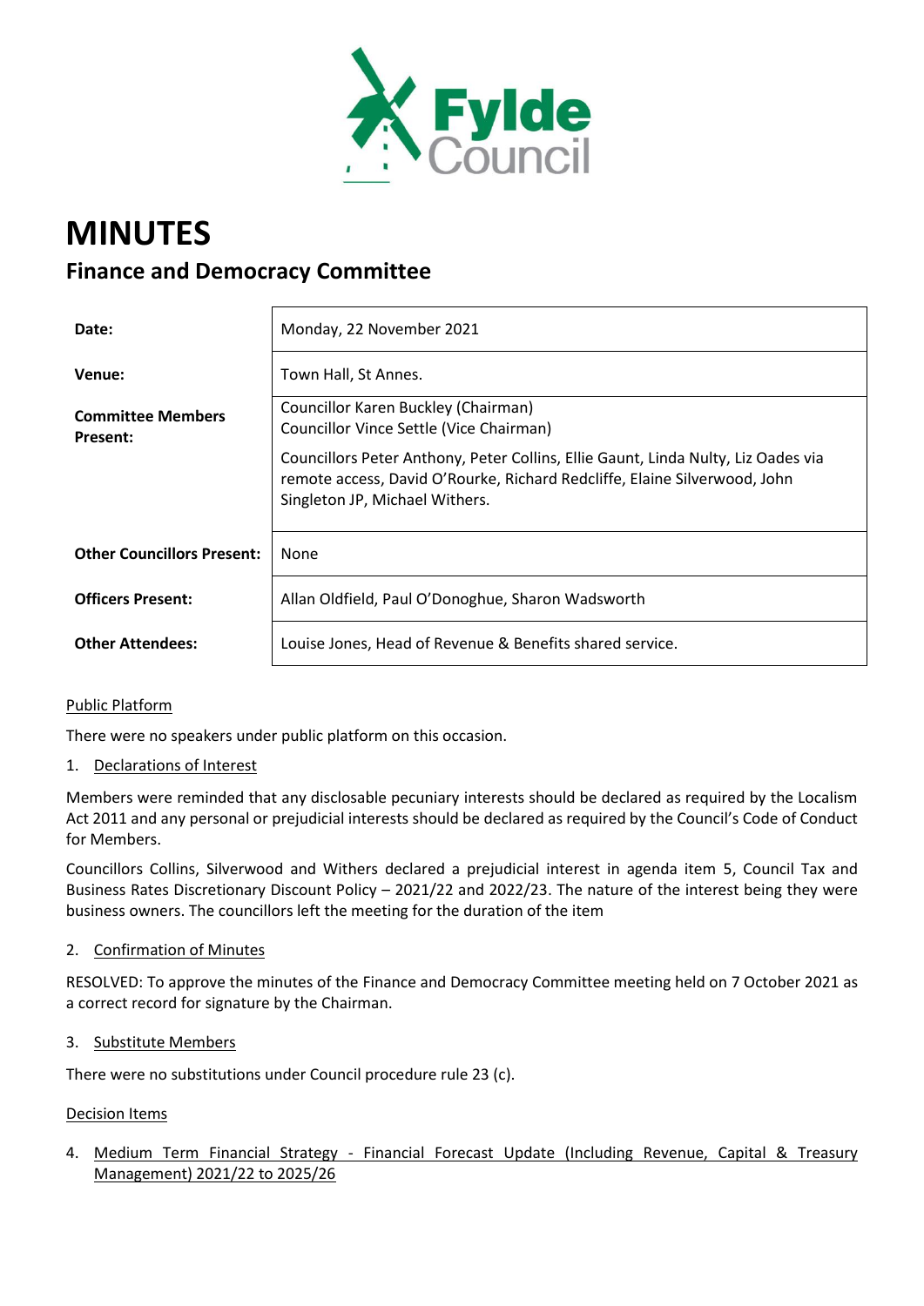# MINUTES

## Finance and Democracy Committee

| | |
|---|---|
| **Date:** | Monday, 22 November 2021 |
| **Venue:** | Town Hall, St Annes. |
| **Committee Members Present:** | Councillor Karen Buckley (Chairman)<br>Councillor Vince Settle (Vice Chairman)<br><br>Councillors Peter Anthony, Peter Collins, Ellie Gaunt, Linda Nulty, Liz Oades via remote access, David O'Rourke, Richard Redcliffe, Elaine Silverwood, John Singleton JP, Michael Withers. |
| **Other Councillors Present:** | None |
| **Officers Present:** | Allan Oldfield, Paul O'Donoghue, Sharon Wadsworth |
| **Other Attendees:** | Louise Jones, Head of Revenue & Benefits shared service. |

Public Platform

There were no speakers under public platform on this occasion.

1. Declarations of Interest

Members were reminded that any disclosable pecuniary interests should be declared as required by the Localism Act 2011 and any personal or prejudicial interests should be declared as required by the Council's Code of Conduct for Members.

Councillors Collins, Silverwood and Withers declared a prejudicial interest in agenda item 5, Council Tax and Business Rates Discretionary Discount Policy – 2021/22 and 2022/23. The nature of the interest being they were business owners. The councillors left the meeting for the duration of the item

2. Confirmation of Minutes

RESOLVED: To approve the minutes of the Finance and Democracy Committee meeting held on 7 October 2021 as a correct record for signature by the Chairman.

3. Substitute Members

There were no substitutions under Council procedure rule 23 (c).

Decision Items

4. Medium Term Financial Strategy - Financial Forecast Update (Including Revenue, Capital & Treasury Management) 2021/22 to 2025/26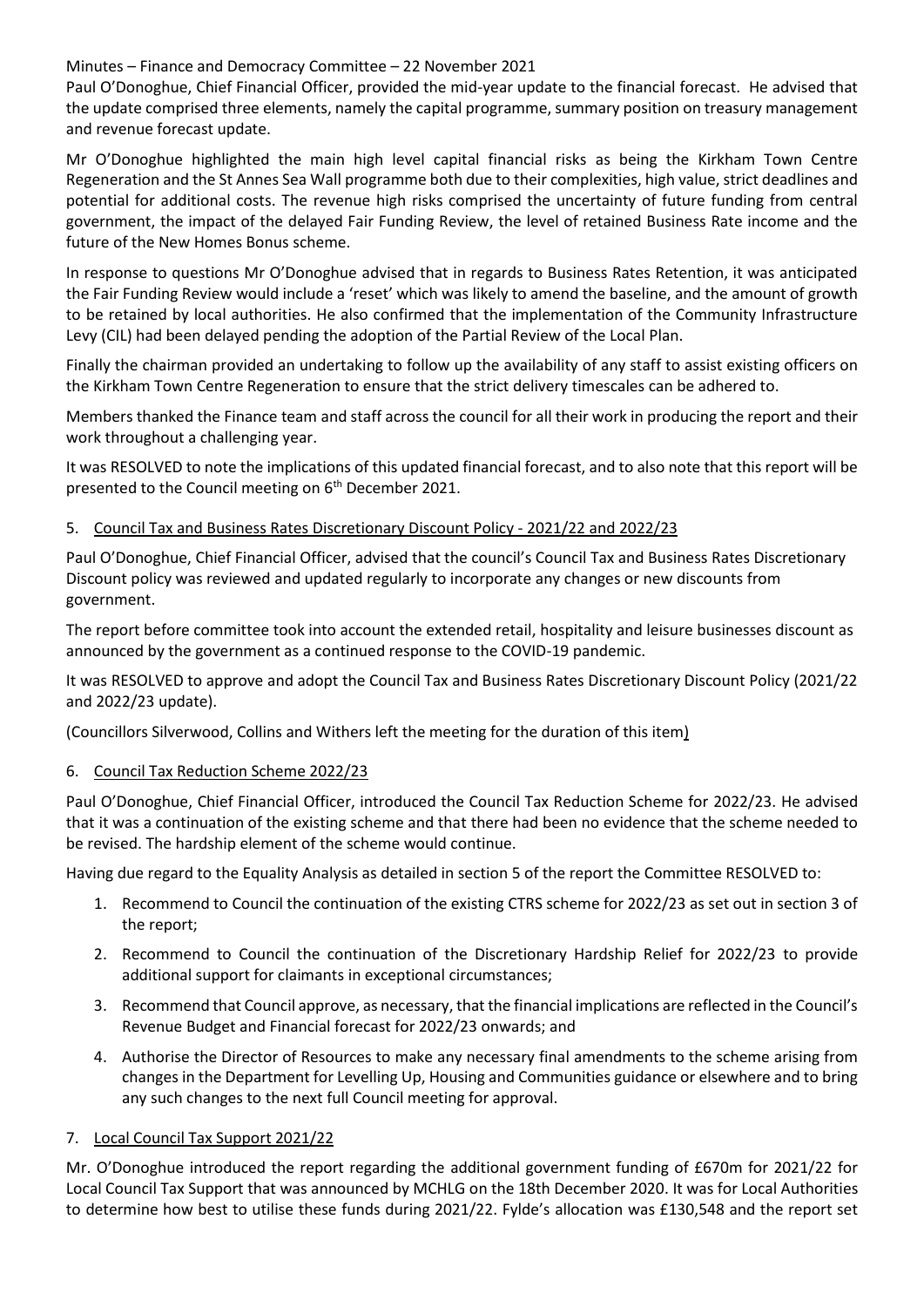Minutes – Finance and Democracy Committee – 22 November 2021

Paul O'Donoghue, Chief Financial Officer, provided the mid-year update to the financial forecast. He advised that the update comprised three elements, namely the capital programme, summary position on treasury management and revenue forecast update.

Mr O'Donoghue highlighted the main high level capital financial risks as being the Kirkham Town Centre Regeneration and the St Annes Sea Wall programme both due to their complexities, high value, strict deadlines and potential for additional costs. The revenue high risks comprised the uncertainty of future funding from central government, the impact of the delayed Fair Funding Review, the level of retained Business Rate income and the future of the New Homes Bonus scheme.

In response to questions Mr O'Donoghue advised that in regards to Business Rates Retention, it was anticipated the Fair Funding Review would include a 'reset' which was likely to amend the baseline, and the amount of growth to be retained by local authorities. He also confirmed that the implementation of the Community Infrastructure Levy (CIL) had been delayed pending the adoption of the Partial Review of the Local Plan.

Finally the chairman provided an undertaking to follow up the availability of any staff to assist existing officers on the Kirkham Town Centre Regeneration to ensure that the strict delivery timescales can be adhered to.

Members thanked the Finance team and staff across the council for all their work in producing the report and their work throughout a challenging year.

It was RESOLVED to note the implications of this updated financial forecast, and to also note that this report will be presented to the Council meeting on 6th December 2021.

## 5. Council Tax and Business Rates Discretionary Discount Policy - 2021/22 and 2022/23

Paul O'Donoghue, Chief Financial Officer, advised that the council's Council Tax and Business Rates Discretionary Discount policy was reviewed and updated regularly to incorporate any changes or new discounts from government.

The report before committee took into account the extended retail, hospitality and leisure businesses discount as announced by the government as a continued response to the COVID-19 pandemic.

It was RESOLVED to approve and adopt the Council Tax and Business Rates Discretionary Discount Policy (2021/22 and 2022/23 update).

(Councillors Silverwood, Collins and Withers left the meeting for the duration of this item)

## 6. Council Tax Reduction Scheme 2022/23

Paul O'Donoghue, Chief Financial Officer, introduced the Council Tax Reduction Scheme for 2022/23. He advised that it was a continuation of the existing scheme and that there had been no evidence that the scheme needed to be revised. The hardship element of the scheme would continue.

Having due regard to the Equality Analysis as detailed in section 5 of the report the Committee RESOLVED to:

1. Recommend to Council the continuation of the existing CTRS scheme for 2022/23 as set out in section 3 of the report;
2. Recommend to Council the continuation of the Discretionary Hardship Relief for 2022/23 to provide additional support for claimants in exceptional circumstances;
3. Recommend that Council approve, as necessary, that the financial implications are reflected in the Council's Revenue Budget and Financial forecast for 2022/23 onwards; and
4. Authorise the Director of Resources to make any necessary final amendments to the scheme arising from changes in the Department for Levelling Up, Housing and Communities guidance or elsewhere and to bring any such changes to the next full Council meeting for approval.

## 7. Local Council Tax Support 2021/22

Mr. O'Donoghue introduced the report regarding the additional government funding of £670m for 2021/22 for Local Council Tax Support that was announced by MCHLG on the 18th December 2020. It was for Local Authorities to determine how best to utilise these funds during 2021/22. Fylde's allocation was £130,548 and the report set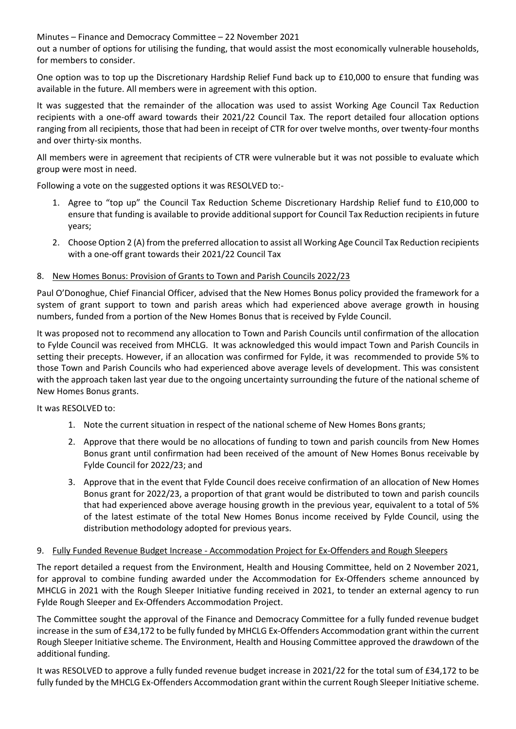out a number of options for utilising the funding, that would assist the most economically vulnerable households, for members to consider.

One option was to top up the Discretionary Hardship Relief Fund back up to £10,000 to ensure that funding was available in the future. All members were in agreement with this option.

It was suggested that the remainder of the allocation was used to assist Working Age Council Tax Reduction recipients with a one-off award towards their 2021/22 Council Tax. The report detailed four allocation options ranging from all recipients, those that had been in receipt of CTR for over twelve months, over twenty-four months and over thirty-six months.

All members were in agreement that recipients of CTR were vulnerable but it was not possible to evaluate which group were most in need.

Following a vote on the suggested options it was RESOLVED to:-

1. Agree to "top up" the Council Tax Reduction Scheme Discretionary Hardship Relief fund to £10,000 to ensure that funding is available to provide additional support for Council Tax Reduction recipients in future years;
2. Choose Option 2 (A) from the preferred allocation to assist all Working Age Council Tax Reduction recipients with a one-off grant towards their 2021/22 Council Tax

## 8. New Homes Bonus: Provision of Grants to Town and Parish Councils 2022/23

Paul O'Donoghue, Chief Financial Officer, advised that the New Homes Bonus policy provided the framework for a system of grant support to town and parish areas which had experienced above average growth in housing numbers, funded from a portion of the New Homes Bonus that is received by Fylde Council.

It was proposed not to recommend any allocation to Town and Parish Councils until confirmation of the allocation to Fylde Council was received from MHCLG. It was acknowledged this would impact Town and Parish Councils in setting their precepts. However, if an allocation was confirmed for Fylde, it was recommended to provide 5% to those Town and Parish Councils who had experienced above average levels of development. This was consistent with the approach taken last year due to the ongoing uncertainty surrounding the future of the national scheme of New Homes Bonus grants.

It was RESOLVED to:

1. Note the current situation in respect of the national scheme of New Homes Bons grants;
2. Approve that there would be no allocations of funding to town and parish councils from New Homes Bonus grant until confirmation had been received of the amount of New Homes Bonus receivable by Fylde Council for 2022/23; and
3. Approve that in the event that Fylde Council does receive confirmation of an allocation of New Homes Bonus grant for 2022/23, a proportion of that grant would be distributed to town and parish councils that had experienced above average housing growth in the previous year, equivalent to a total of 5% of the latest estimate of the total New Homes Bonus income received by Fylde Council, using the distribution methodology adopted for previous years.

## 9. Fully Funded Revenue Budget Increase - Accommodation Project for Ex-Offenders and Rough Sleepers

The report detailed a request from the Environment, Health and Housing Committee, held on 2 November 2021, for approval to combine funding awarded under the Accommodation for Ex-Offenders scheme announced by MHCLG in 2021 with the Rough Sleeper Initiative funding received in 2021, to tender an external agency to run Fylde Rough Sleeper and Ex-Offenders Accommodation Project.

The Committee sought the approval of the Finance and Democracy Committee for a fully funded revenue budget increase in the sum of £34,172 to be fully funded by MHCLG Ex-Offenders Accommodation grant within the current Rough Sleeper Initiative scheme. The Environment, Health and Housing Committee approved the drawdown of the additional funding.

It was RESOLVED to approve a fully funded revenue budget increase in 2021/22 for the total sum of £34,172 to be fully funded by the MHCLG Ex-Offenders Accommodation grant within the current Rough Sleeper Initiative scheme.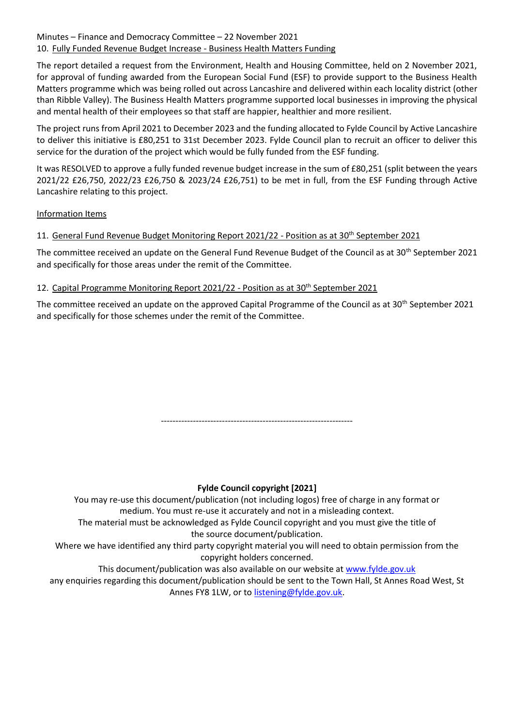Minutes – Finance and Democracy Committee – 22 November 2021

10. Fully Funded Revenue Budget Increase - Business Health Matters Funding

The report detailed a request from the Environment, Health and Housing Committee, held on 2 November 2021, for approval of funding awarded from the European Social Fund (ESF) to provide support to the Business Health Matters programme which was being rolled out across Lancashire and delivered within each locality district (other than Ribble Valley). The Business Health Matters programme supported local businesses in improving the physical and mental health of their employees so that staff are happier, healthier and more resilient.

The project runs from April 2021 to December 2023 and the funding allocated to Fylde Council by Active Lancashire to deliver this initiative is £80,251 to 31st December 2023. Fylde Council plan to recruit an officer to deliver this service for the duration of the project which would be fully funded from the ESF funding.

It was RESOLVED to approve a fully funded revenue budget increase in the sum of £80,251 (split between the years 2021/22 £26,750, 2022/23 £26,750 & 2023/24 £26,751) to be met in full, from the ESF Funding through Active Lancashire relating to this project.

Information Items

11. General Fund Revenue Budget Monitoring Report 2021/22 - Position as at 30th September 2021

The committee received an update on the General Fund Revenue Budget of the Council as at 30th September 2021 and specifically for those areas under the remit of the Committee.

12. Capital Programme Monitoring Report 2021/22 - Position as at 30th September 2021

The committee received an update on the approved Capital Programme of the Council as at 30th September 2021 and specifically for those schemes under the remit of the Committee.

------------------------------------------------------------------

**Fylde Council copyright [2021]**

You may re-use this document/publication (not including logos) free of charge in any format or medium. You must re-use it accurately and not in a misleading context.
The material must be acknowledged as Fylde Council copyright and you must give the title of the source document/publication.
Where we have identified any third party copyright material you will need to obtain permission from the copyright holders concerned.
This document/publication was also available on our website at www.fylde.gov.uk
any enquiries regarding this document/publication should be sent to the Town Hall, St Annes Road West, St Annes FY8 1LW, or to listening@fylde.gov.uk.